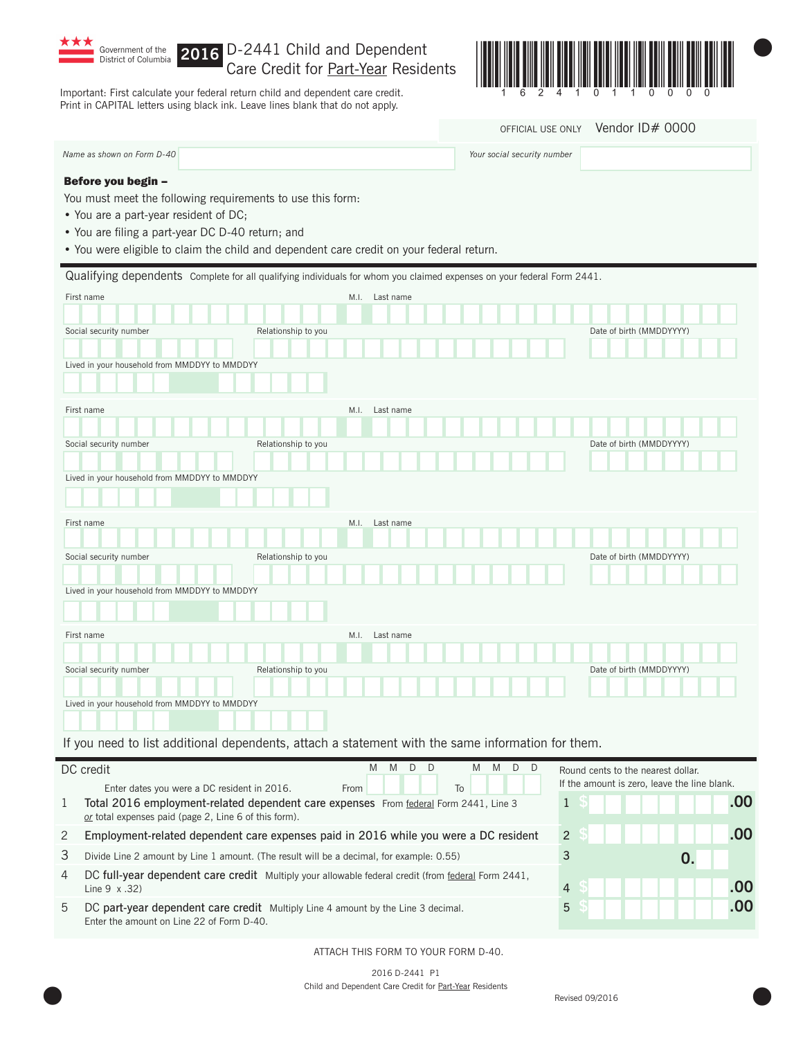Government of the District of Columbia

# 2016 D-2441 Child and Dependent Care Credit for Part-Year Residents

1 6 2 4 1 0 1 1 0 0 0 0

Important: First calculate your federal return child and dependent care credit.
Print in CAPITAL letters using black ink. Leave lines blank that do not apply.

OFFICIAL USE ONLY Vendor ID# 0000

*Name as shown on Form D-40* | *Your social security number*

**Before you begin –**

You must meet the following requirements to use this form:

- You are a part-year resident of DC;
- You are filing a part-year DC D-40 return; and
- You were eligible to claim the child and dependent care credit on your federal return.

## Qualifying dependents

Complete for all qualifying individuals for whom you claimed expenses on your federal Form 2441.

First name | M.I. | Last name

Social security number | Relationship to you | Date of birth (MMDDYYYY)

Lived in your household from MMDDYY to MMDDYY

First name | M.I. | Last name

Social security number | Relationship to you | Date of birth (MMDDYYYY)

Lived in your household from MMDDYY to MMDDYY

First name | M.I. | Last name

Social security number | Relationship to you | Date of birth (MMDDYYYY)

Lived in your household from MMDDYY to MMDDYY

First name | M.I. | Last name

Social security number | Relationship to you | Date of birth (MMDDYYYY)

Lived in your household from MMDDYY to MMDDYY

If you need to list additional dependents, attach a statement with the same information for them.

## DC credit

Enter dates you were a DC resident in 2016. From M M D D To M M D D

Round cents to the nearest dollar. If the amount is zero, leave the line blank.

| | | | |
|---|---|---|---|
| 1 | **Total 2016 employment-related dependent care expenses** From federal Form 2441, Line 3 *or* total expenses paid (page 2, Line 6 of this form). | 1 $ | .00 |
| 2 | **Employment-related dependent care expenses paid in 2016 while you were a DC resident** | 2 $ | .00 |
| 3 | Divide Line 2 amount by Line 1 amount. (The result will be a decimal, for example: 0.55) | 3 | 0. |
| 4 | **DC full-year dependent care credit** Multiply your allowable federal credit (from federal Form 2441, Line 9 x .32) | 4 $ | .00 |
| 5 | **DC part-year dependent care credit** Multiply Line 4 amount by the Line 3 decimal. Enter the amount on Line 22 of Form D-40. | 5 $ | .00 |

ATTACH THIS FORM TO YOUR FORM D-40.

2016 D-2441 P1

Child and Dependent Care Credit for Part-Year Residents

Revised 09/2016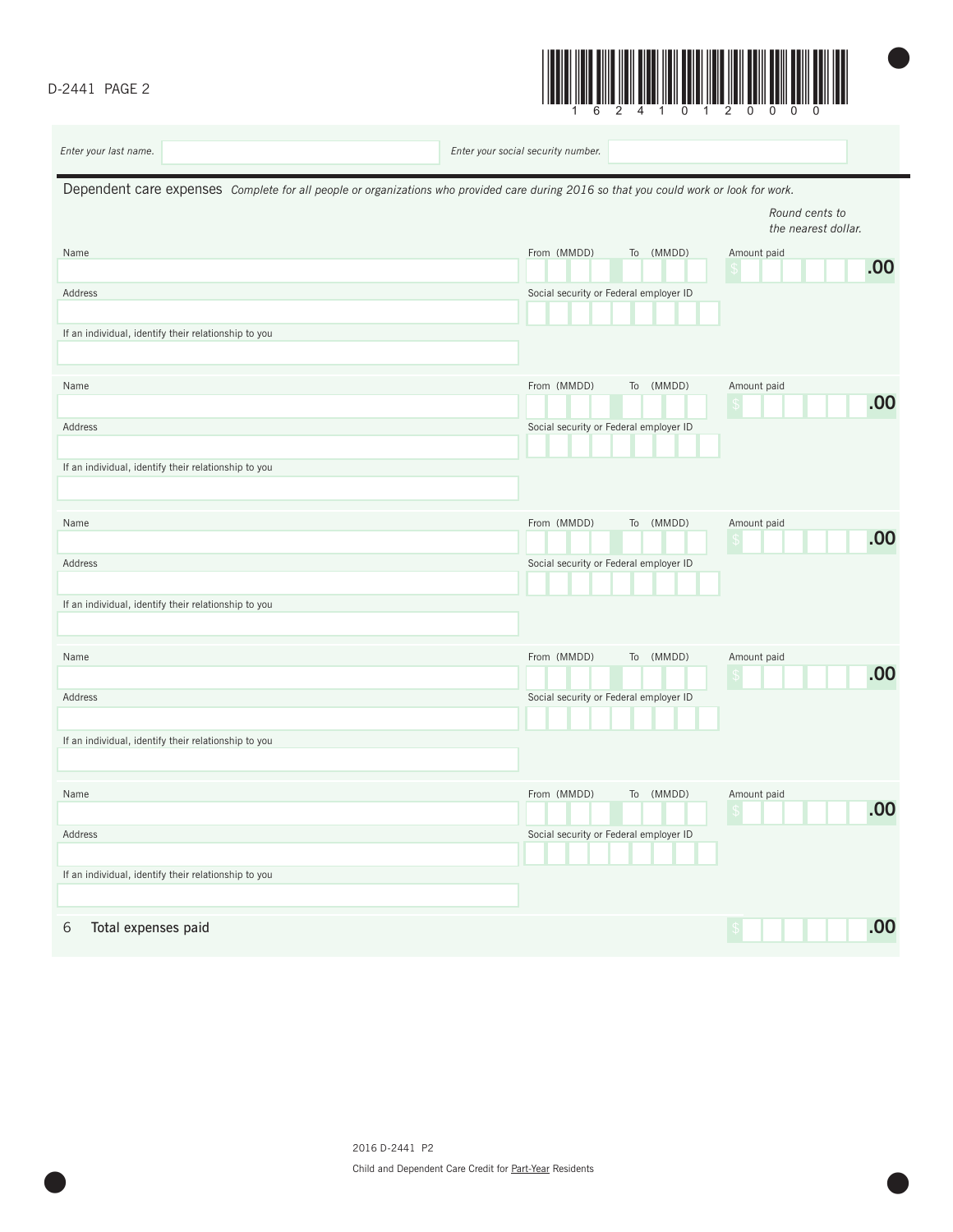D-2441 PAGE 2

Enter your last name. Enter your social security number.

## Dependent care expenses

*Complete for all people or organizations who provided care during 2016 so that you could work or look for work.*

*Round cents to the nearest dollar.*

Name | From (MMDD) | To (MMDD) | Amount paid $ .00

Address | Social security or Federal employer ID

If an individual, identify their relationship to you

Name | From (MMDD) | To (MMDD) | Amount paid $ .00

Address | Social security or Federal employer ID

If an individual, identify their relationship to you

Name | From (MMDD) | To (MMDD) | Amount paid $ .00

Address | Social security or Federal employer ID

If an individual, identify their relationship to you

Name | From (MMDD) | To (MMDD) | Amount paid $ .00

Address | Social security or Federal employer ID

If an individual, identify their relationship to you

Name | From (MMDD) | To (MMDD) | Amount paid $ .00

Address | Social security or Federal employer ID

If an individual, identify their relationship to you

6 **Total expenses paid** $ .00

2016 D-2441 P2

Child and Dependent Care Credit for Part-Year Residents